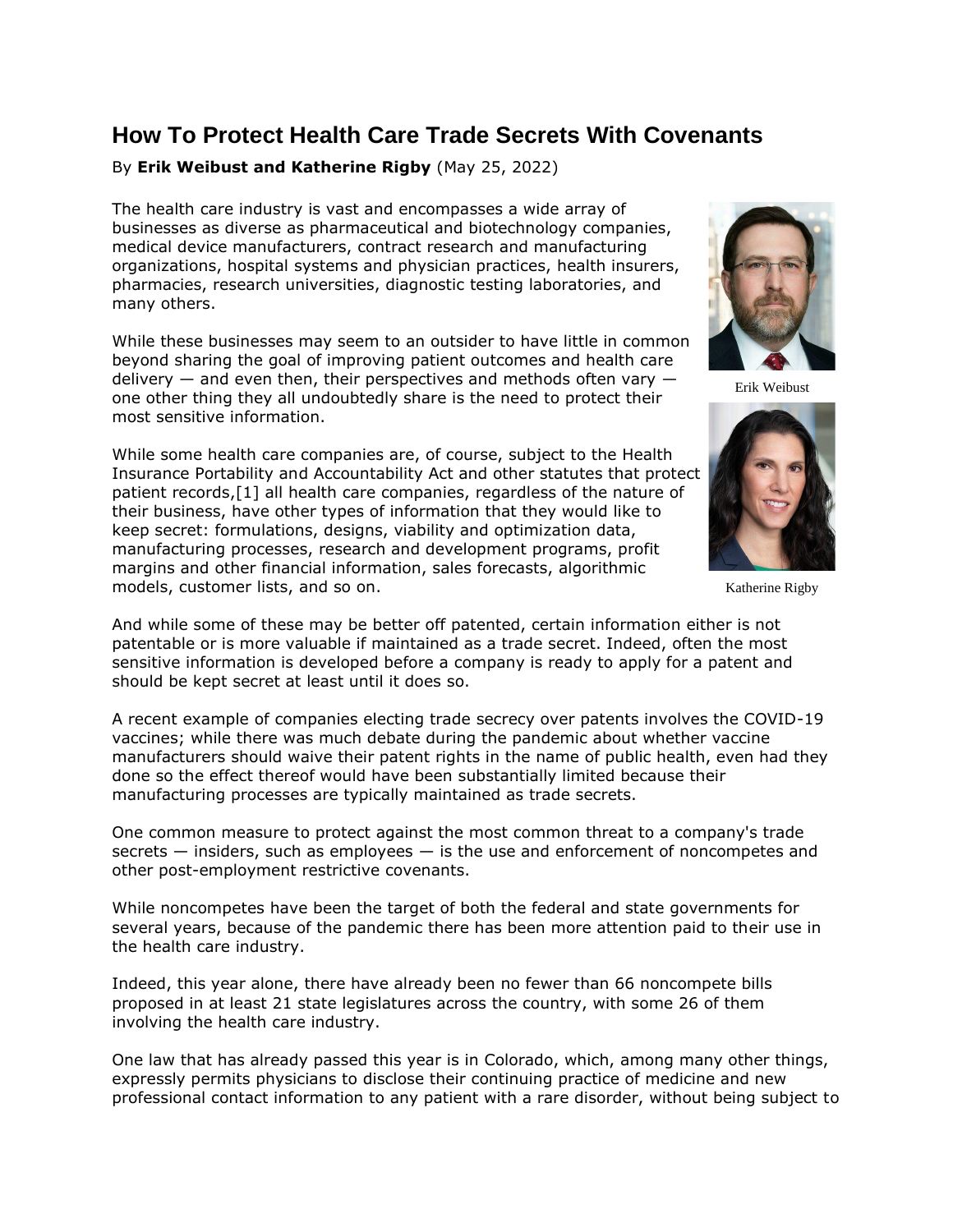# How To Protect Health Care Trade Secrets With Covenants

By **Erik Weibust and Katherine Rigby** (May 25, 2022)

The health care industry is vast and encompasses a wide array of businesses as diverse as pharmaceutical and biotechnology companies, medical device manufacturers, contract research and manufacturing organizations, hospital systems and physician practices, health insurers, pharmacies, research universities, diagnostic testing laboratories, and many others.

Erik Weibust

Katherine Rigby

While these businesses may seem to an outsider to have little in common beyond sharing the goal of improving patient outcomes and health care delivery — and even then, their perspectives and methods often vary — one other thing they all undoubtedly share is the need to protect their most sensitive information.

While some health care companies are, of course, subject to the Health Insurance Portability and Accountability Act and other statutes that protect patient records,[1] all health care companies, regardless of the nature of their business, have other types of information that they would like to keep secret: formulations, designs, viability and optimization data, manufacturing processes, research and development programs, profit margins and other financial information, sales forecasts, algorithmic models, customer lists, and so on.

And while some of these may be better off patented, certain information either is not patentable or is more valuable if maintained as a trade secret. Indeed, often the most sensitive information is developed before a company is ready to apply for a patent and should be kept secret at least until it does so.

A recent example of companies electing trade secrecy over patents involves the COVID-19 vaccines; while there was much debate during the pandemic about whether vaccine manufacturers should waive their patent rights in the name of public health, even had they done so the effect thereof would have been substantially limited because their manufacturing processes are typically maintained as trade secrets.

One common measure to protect against the most common threat to a company's trade secrets — insiders, such as employees — is the use and enforcement of noncompetes and other post-employment restrictive covenants.

While noncompetes have been the target of both the federal and state governments for several years, because of the pandemic there has been more attention paid to their use in the health care industry.

Indeed, this year alone, there have already been no fewer than 66 noncompete bills proposed in at least 21 state legislatures across the country, with some 26 of them involving the health care industry.

One law that has already passed this year is in Colorado, which, among many other things, expressly permits physicians to disclose their continuing practice of medicine and new professional contact information to any patient with a rare disorder, without being subject to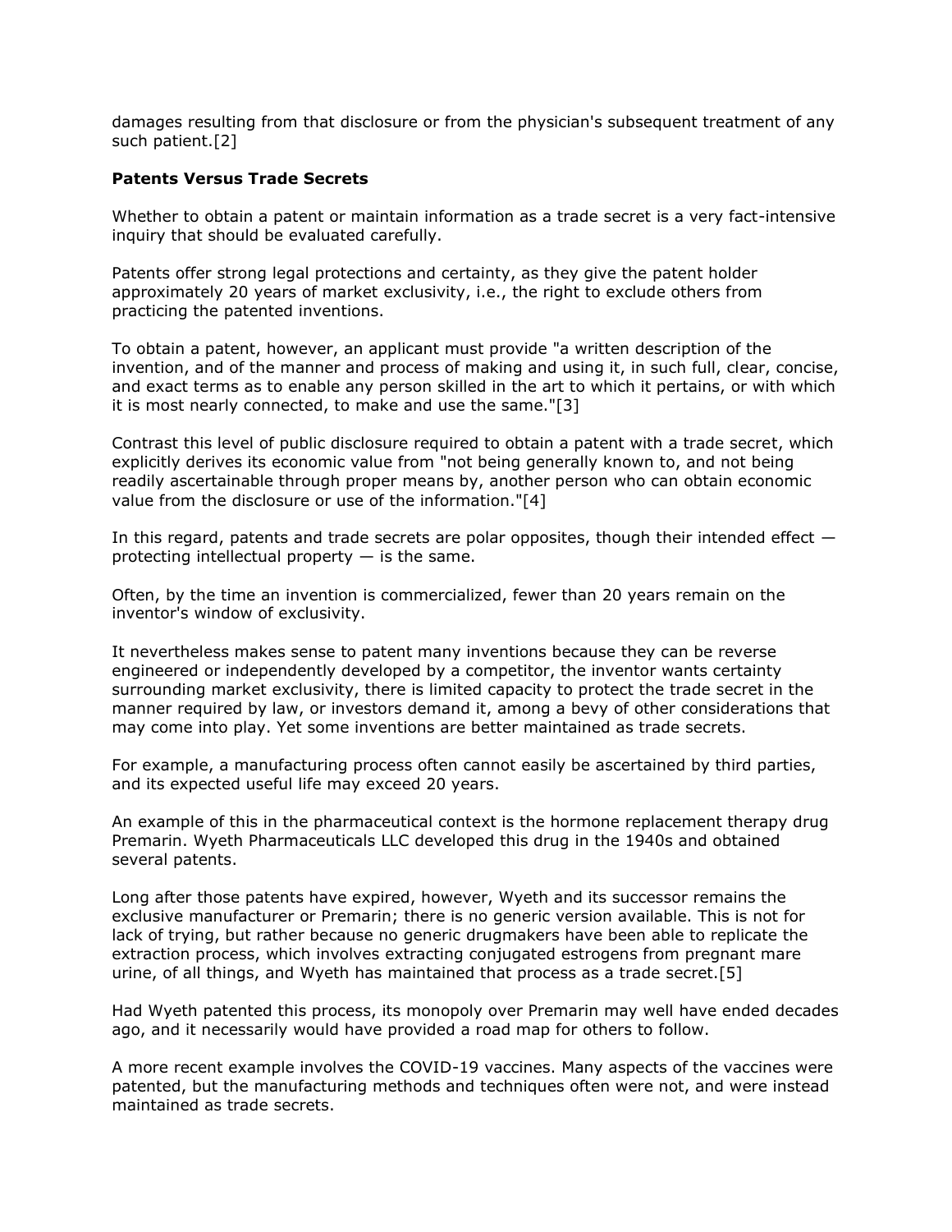damages resulting from that disclosure or from the physician's subsequent treatment of any such patient.[2]

**Patents Versus Trade Secrets**

Whether to obtain a patent or maintain information as a trade secret is a very fact-intensive inquiry that should be evaluated carefully.

Patents offer strong legal protections and certainty, as they give the patent holder approximately 20 years of market exclusivity, i.e., the right to exclude others from practicing the patented inventions.

To obtain a patent, however, an applicant must provide "a written description of the invention, and of the manner and process of making and using it, in such full, clear, concise, and exact terms as to enable any person skilled in the art to which it pertains, or with which it is most nearly connected, to make and use the same."[3]

Contrast this level of public disclosure required to obtain a patent with a trade secret, which explicitly derives its economic value from "not being generally known to, and not being readily ascertainable through proper means by, another person who can obtain economic value from the disclosure or use of the information."[4]

In this regard, patents and trade secrets are polar opposites, though their intended effect — protecting intellectual property — is the same.

Often, by the time an invention is commercialized, fewer than 20 years remain on the inventor's window of exclusivity.

It nevertheless makes sense to patent many inventions because they can be reverse engineered or independently developed by a competitor, the inventor wants certainty surrounding market exclusivity, there is limited capacity to protect the trade secret in the manner required by law, or investors demand it, among a bevy of other considerations that may come into play. Yet some inventions are better maintained as trade secrets.

For example, a manufacturing process often cannot easily be ascertained by third parties, and its expected useful life may exceed 20 years.

An example of this in the pharmaceutical context is the hormone replacement therapy drug Premarin. Wyeth Pharmaceuticals LLC developed this drug in the 1940s and obtained several patents.

Long after those patents have expired, however, Wyeth and its successor remains the exclusive manufacturer or Premarin; there is no generic version available. This is not for lack of trying, but rather because no generic drugmakers have been able to replicate the extraction process, which involves extracting conjugated estrogens from pregnant mare urine, of all things, and Wyeth has maintained that process as a trade secret.[5]

Had Wyeth patented this process, its monopoly over Premarin may well have ended decades ago, and it necessarily would have provided a road map for others to follow.

A more recent example involves the COVID-19 vaccines. Many aspects of the vaccines were patented, but the manufacturing methods and techniques often were not, and were instead maintained as trade secrets.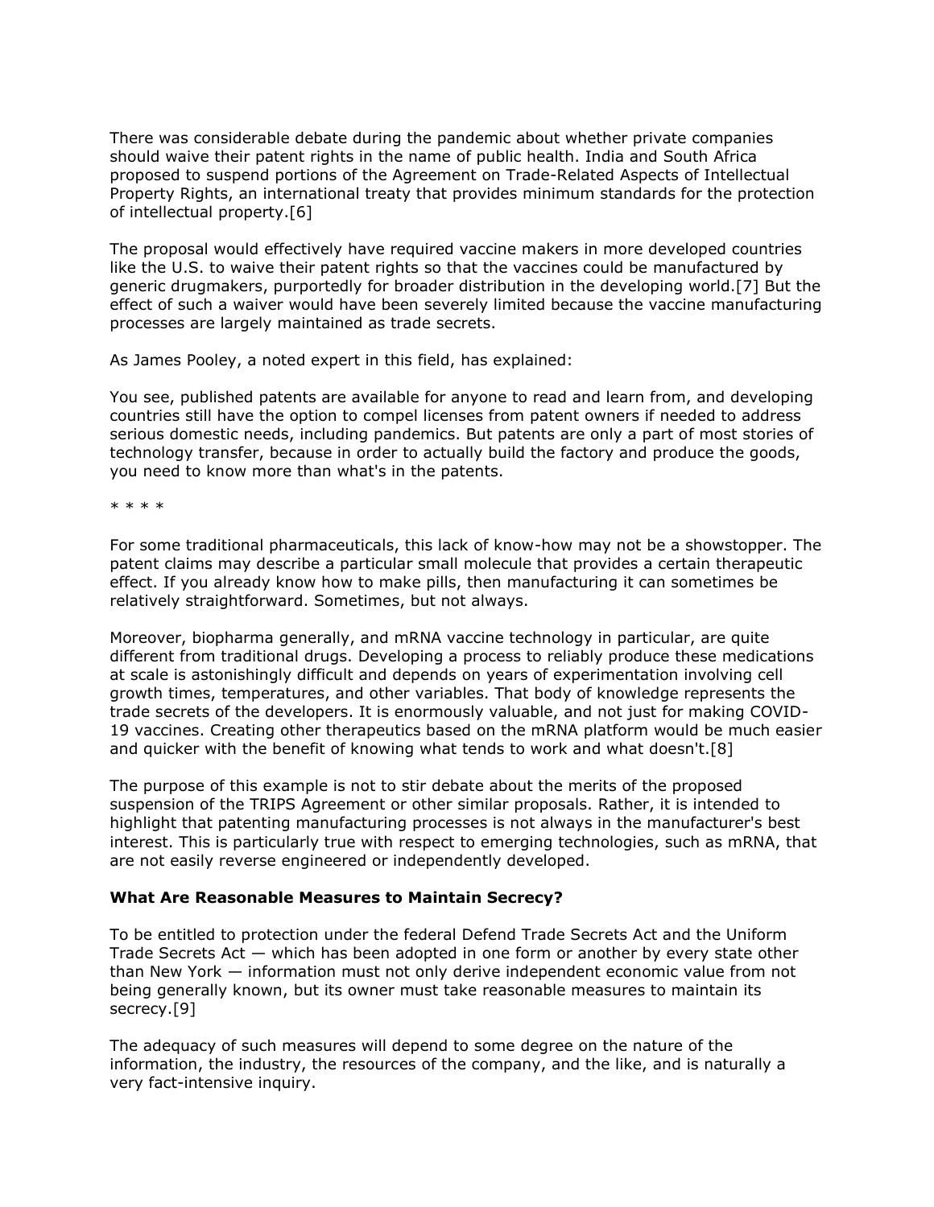There was considerable debate during the pandemic about whether private companies should waive their patent rights in the name of public health. India and South Africa proposed to suspend portions of the Agreement on Trade-Related Aspects of Intellectual Property Rights, an international treaty that provides minimum standards for the protection of intellectual property.[6]

The proposal would effectively have required vaccine makers in more developed countries like the U.S. to waive their patent rights so that the vaccines could be manufactured by generic drugmakers, purportedly for broader distribution in the developing world.[7] But the effect of such a waiver would have been severely limited because the vaccine manufacturing processes are largely maintained as trade secrets.

As James Pooley, a noted expert in this field, has explained:

You see, published patents are available for anyone to read and learn from, and developing countries still have the option to compel licenses from patent owners if needed to address serious domestic needs, including pandemics. But patents are only a part of most stories of technology transfer, because in order to actually build the factory and produce the goods, you need to know more than what's in the patents.

* * * *

For some traditional pharmaceuticals, this lack of know-how may not be a showstopper. The patent claims may describe a particular small molecule that provides a certain therapeutic effect. If you already know how to make pills, then manufacturing it can sometimes be relatively straightforward. Sometimes, but not always.

Moreover, biopharma generally, and mRNA vaccine technology in particular, are quite different from traditional drugs. Developing a process to reliably produce these medications at scale is astonishingly difficult and depends on years of experimentation involving cell growth times, temperatures, and other variables. That body of knowledge represents the trade secrets of the developers. It is enormously valuable, and not just for making COVID-19 vaccines. Creating other therapeutics based on the mRNA platform would be much easier and quicker with the benefit of knowing what tends to work and what doesn't.[8]

The purpose of this example is not to stir debate about the merits of the proposed suspension of the TRIPS Agreement or other similar proposals. Rather, it is intended to highlight that patenting manufacturing processes is not always in the manufacturer's best interest. This is particularly true with respect to emerging technologies, such as mRNA, that are not easily reverse engineered or independently developed.

**What Are Reasonable Measures to Maintain Secrecy?**

To be entitled to protection under the federal Defend Trade Secrets Act and the Uniform Trade Secrets Act — which has been adopted in one form or another by every state other than New York — information must not only derive independent economic value from not being generally known, but its owner must take reasonable measures to maintain its secrecy.[9]

The adequacy of such measures will depend to some degree on the nature of the information, the industry, the resources of the company, and the like, and is naturally a very fact-intensive inquiry.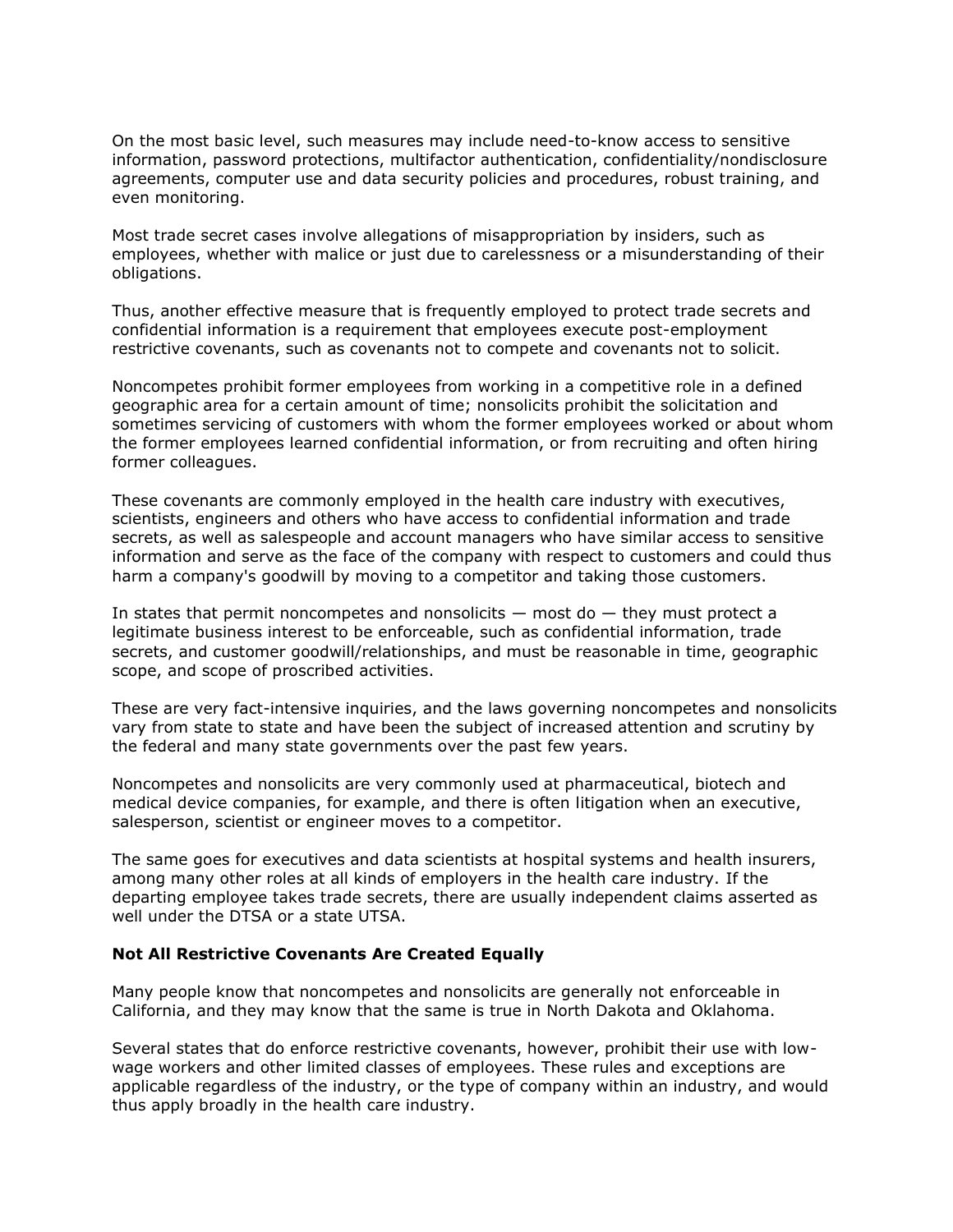On the most basic level, such measures may include need-to-know access to sensitive information, password protections, multifactor authentication, confidentiality/nondisclosure agreements, computer use and data security policies and procedures, robust training, and even monitoring.

Most trade secret cases involve allegations of misappropriation by insiders, such as employees, whether with malice or just due to carelessness or a misunderstanding of their obligations.

Thus, another effective measure that is frequently employed to protect trade secrets and confidential information is a requirement that employees execute post-employment restrictive covenants, such as covenants not to compete and covenants not to solicit.

Noncompetes prohibit former employees from working in a competitive role in a defined geographic area for a certain amount of time; nonsolicits prohibit the solicitation and sometimes servicing of customers with whom the former employees worked or about whom the former employees learned confidential information, or from recruiting and often hiring former colleagues.

These covenants are commonly employed in the health care industry with executives, scientists, engineers and others who have access to confidential information and trade secrets, as well as salespeople and account managers who have similar access to sensitive information and serve as the face of the company with respect to customers and could thus harm a company's goodwill by moving to a competitor and taking those customers.

In states that permit noncompetes and nonsolicits — most do — they must protect a legitimate business interest to be enforceable, such as confidential information, trade secrets, and customer goodwill/relationships, and must be reasonable in time, geographic scope, and scope of proscribed activities.

These are very fact-intensive inquiries, and the laws governing noncompetes and nonsolicits vary from state to state and have been the subject of increased attention and scrutiny by the federal and many state governments over the past few years.

Noncompetes and nonsolicits are very commonly used at pharmaceutical, biotech and medical device companies, for example, and there is often litigation when an executive, salesperson, scientist or engineer moves to a competitor.

The same goes for executives and data scientists at hospital systems and health insurers, among many other roles at all kinds of employers in the health care industry. If the departing employee takes trade secrets, there are usually independent claims asserted as well under the DTSA or a state UTSA.

**Not All Restrictive Covenants Are Created Equally**

Many people know that noncompetes and nonsolicits are generally not enforceable in California, and they may know that the same is true in North Dakota and Oklahoma.

Several states that do enforce restrictive covenants, however, prohibit their use with low-wage workers and other limited classes of employees. These rules and exceptions are applicable regardless of the industry, or the type of company within an industry, and would thus apply broadly in the health care industry.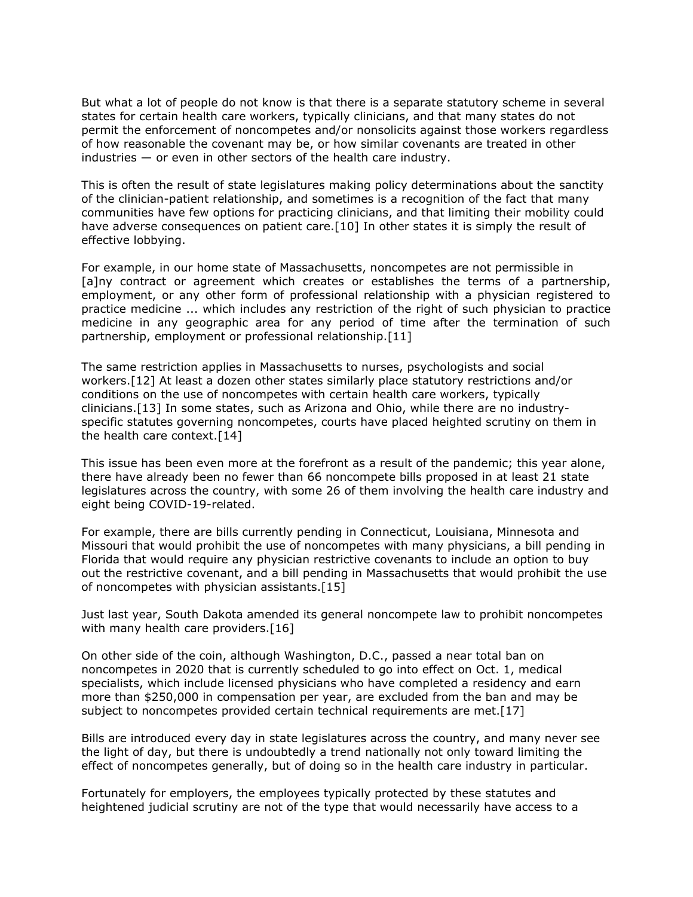But what a lot of people do not know is that there is a separate statutory scheme in several states for certain health care workers, typically clinicians, and that many states do not permit the enforcement of noncompetes and/or nonsolicits against those workers regardless of how reasonable the covenant may be, or how similar covenants are treated in other industries — or even in other sectors of the health care industry.

This is often the result of state legislatures making policy determinations about the sanctity of the clinician-patient relationship, and sometimes is a recognition of the fact that many communities have few options for practicing clinicians, and that limiting their mobility could have adverse consequences on patient care.[10] In other states it is simply the result of effective lobbying.

For example, in our home state of Massachusetts, noncompetes are not permissible in [a]ny contract or agreement which creates or establishes the terms of a partnership, employment, or any other form of professional relationship with a physician registered to practice medicine ... which includes any restriction of the right of such physician to practice medicine in any geographic area for any period of time after the termination of such partnership, employment or professional relationship.[11]

The same restriction applies in Massachusetts to nurses, psychologists and social workers.[12] At least a dozen other states similarly place statutory restrictions and/or conditions on the use of noncompetes with certain health care workers, typically clinicians.[13] In some states, such as Arizona and Ohio, while there are no industry-specific statutes governing noncompetes, courts have placed heighted scrutiny on them in the health care context.[14]

This issue has been even more at the forefront as a result of the pandemic; this year alone, there have already been no fewer than 66 noncompete bills proposed in at least 21 state legislatures across the country, with some 26 of them involving the health care industry and eight being COVID-19-related.

For example, there are bills currently pending in Connecticut, Louisiana, Minnesota and Missouri that would prohibit the use of noncompetes with many physicians, a bill pending in Florida that would require any physician restrictive covenants to include an option to buy out the restrictive covenant, and a bill pending in Massachusetts that would prohibit the use of noncompetes with physician assistants.[15]

Just last year, South Dakota amended its general noncompete law to prohibit noncompetes with many health care providers.[16]

On other side of the coin, although Washington, D.C., passed a near total ban on noncompetes in 2020 that is currently scheduled to go into effect on Oct. 1, medical specialists, which include licensed physicians who have completed a residency and earn more than $250,000 in compensation per year, are excluded from the ban and may be subject to noncompetes provided certain technical requirements are met.[17]

Bills are introduced every day in state legislatures across the country, and many never see the light of day, but there is undoubtedly a trend nationally not only toward limiting the effect of noncompetes generally, but of doing so in the health care industry in particular.

Fortunately for employers, the employees typically protected by these statutes and heightened judicial scrutiny are not of the type that would necessarily have access to a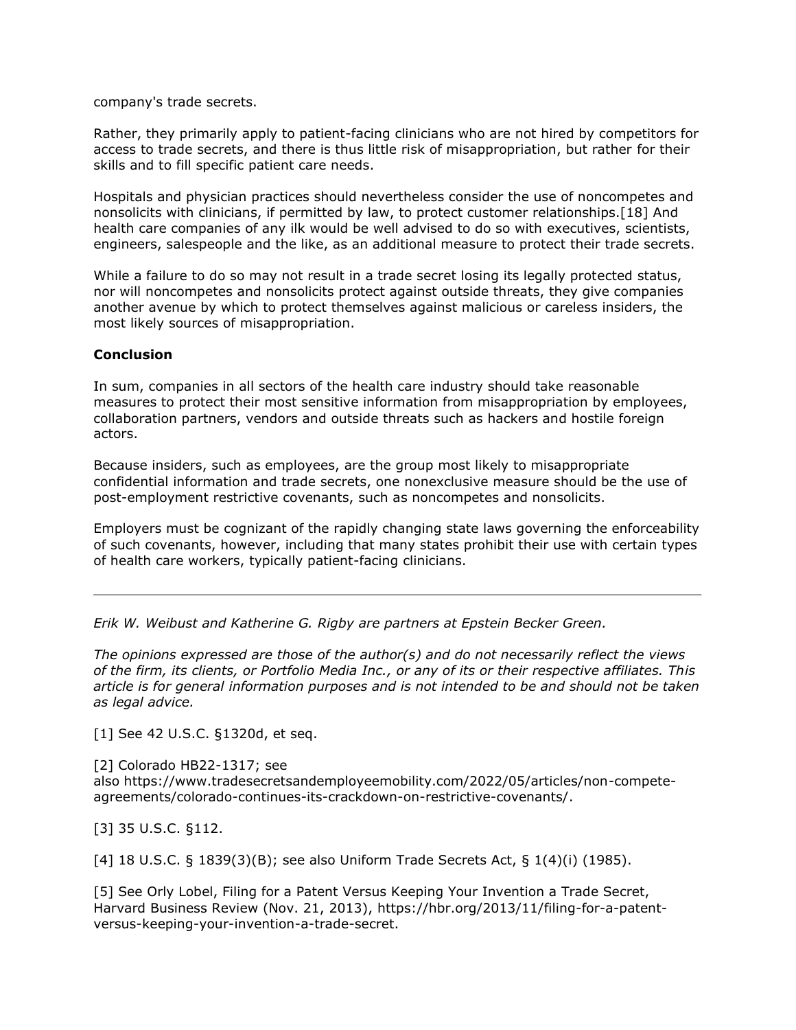company's trade secrets.

Rather, they primarily apply to patient-facing clinicians who are not hired by competitors for access to trade secrets, and there is thus little risk of misappropriation, but rather for their skills and to fill specific patient care needs.

Hospitals and physician practices should nevertheless consider the use of noncompetes and nonsolicits with clinicians, if permitted by law, to protect customer relationships.[18] And health care companies of any ilk would be well advised to do so with executives, scientists, engineers, salespeople and the like, as an additional measure to protect their trade secrets.

While a failure to do so may not result in a trade secret losing its legally protected status, nor will noncompetes and nonsolicits protect against outside threats, they give companies another avenue by which to protect themselves against malicious or careless insiders, the most likely sources of misappropriation.

**Conclusion**

In sum, companies in all sectors of the health care industry should take reasonable measures to protect their most sensitive information from misappropriation by employees, collaboration partners, vendors and outside threats such as hackers and hostile foreign actors.

Because insiders, such as employees, are the group most likely to misappropriate confidential information and trade secrets, one nonexclusive measure should be the use of post-employment restrictive covenants, such as noncompetes and nonsolicits.

Employers must be cognizant of the rapidly changing state laws governing the enforceability of such covenants, however, including that many states prohibit their use with certain types of health care workers, typically patient-facing clinicians.

---

*Erik W. Weibust and Katherine G. Rigby are partners at Epstein Becker Green.*

*The opinions expressed are those of the author(s) and do not necessarily reflect the views of the firm, its clients, or Portfolio Media Inc., or any of its or their respective affiliates. This article is for general information purposes and is not intended to be and should not be taken as legal advice.*

[1] See 42 U.S.C. §1320d, et seq.

[2] Colorado HB22-1317; see also https://www.tradesecretsandemployeemobility.com/2022/05/articles/non-compete-agreements/colorado-continues-its-crackdown-on-restrictive-covenants/.

[3] 35 U.S.C. §112.

[4] 18 U.S.C. § 1839(3)(B); see also Uniform Trade Secrets Act, § 1(4)(i) (1985).

[5] See Orly Lobel, Filing for a Patent Versus Keeping Your Invention a Trade Secret, Harvard Business Review (Nov. 21, 2013), https://hbr.org/2013/11/filing-for-a-patent-versus-keeping-your-invention-a-trade-secret.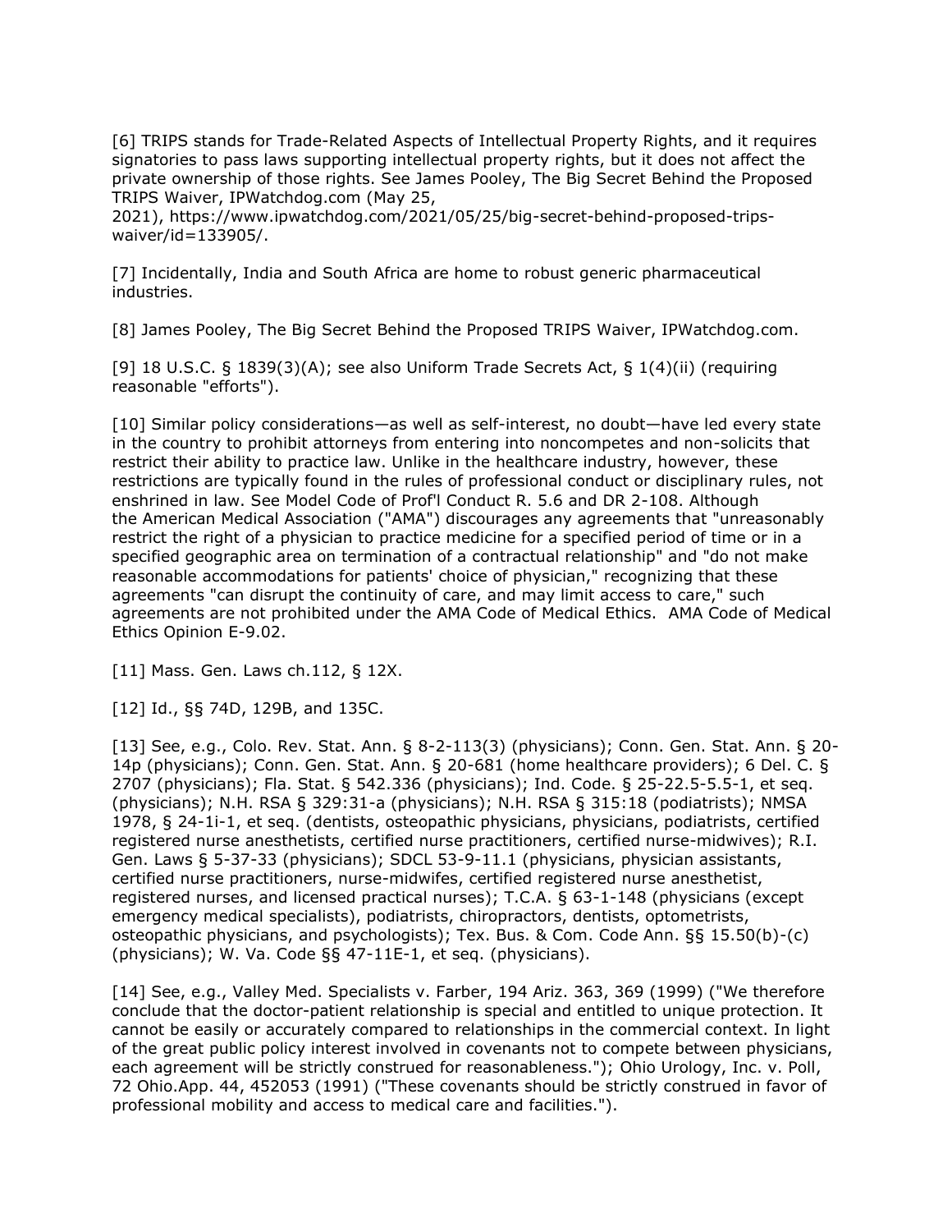[6] TRIPS stands for Trade-Related Aspects of Intellectual Property Rights, and it requires signatories to pass laws supporting intellectual property rights, but it does not affect the private ownership of those rights. See James Pooley, The Big Secret Behind the Proposed TRIPS Waiver, IPWatchdog.com (May 25, 2021), https://www.ipwatchdog.com/2021/05/25/big-secret-behind-proposed-trips-waiver/id=133905/.

[7] Incidentally, India and South Africa are home to robust generic pharmaceutical industries.

[8] James Pooley, The Big Secret Behind the Proposed TRIPS Waiver, IPWatchdog.com.

[9] 18 U.S.C. § 1839(3)(A); see also Uniform Trade Secrets Act, § 1(4)(ii) (requiring reasonable "efforts").

[10] Similar policy considerations—as well as self-interest, no doubt—have led every state in the country to prohibit attorneys from entering into noncompetes and non-solicits that restrict their ability to practice law. Unlike in the healthcare industry, however, these restrictions are typically found in the rules of professional conduct or disciplinary rules, not enshrined in law. See Model Code of Prof'l Conduct R. 5.6 and DR 2-108. Although the American Medical Association ("AMA") discourages any agreements that "unreasonably restrict the right of a physician to practice medicine for a specified period of time or in a specified geographic area on termination of a contractual relationship" and "do not make reasonable accommodations for patients' choice of physician," recognizing that these agreements "can disrupt the continuity of care, and may limit access to care," such agreements are not prohibited under the AMA Code of Medical Ethics. AMA Code of Medical Ethics Opinion E-9.02.

[11] Mass. Gen. Laws ch.112, § 12X.

[12] Id., §§ 74D, 129B, and 135C.

[13] See, e.g., Colo. Rev. Stat. Ann. § 8-2-113(3) (physicians); Conn. Gen. Stat. Ann. § 20-14p (physicians); Conn. Gen. Stat. Ann. § 20-681 (home healthcare providers); 6 Del. C. § 2707 (physicians); Fla. Stat. § 542.336 (physicians); Ind. Code. § 25-22.5-5.5-1, et seq. (physicians); N.H. RSA § 329:31-a (physicians); N.H. RSA § 315:18 (podiatrists); NMSA 1978, § 24-1i-1, et seq. (dentists, osteopathic physicians, physicians, podiatrists, certified registered nurse anesthetists, certified nurse practitioners, certified nurse-midwives); R.I. Gen. Laws § 5-37-33 (physicians); SDCL 53-9-11.1 (physicians, physician assistants, certified nurse practitioners, nurse-midwifes, certified registered nurse anesthetist, registered nurses, and licensed practical nurses); T.C.A. § 63-1-148 (physicians (except emergency medical specialists), podiatrists, chiropractors, dentists, optometrists, osteopathic physicians, and psychologists); Tex. Bus. & Com. Code Ann. §§ 15.50(b)-(c) (physicians); W. Va. Code §§ 47-11E-1, et seq. (physicians).

[14] See, e.g., Valley Med. Specialists v. Farber, 194 Ariz. 363, 369 (1999) ("We therefore conclude that the doctor-patient relationship is special and entitled to unique protection. It cannot be easily or accurately compared to relationships in the commercial context. In light of the great public policy interest involved in covenants not to compete between physicians, each agreement will be strictly construed for reasonableness."); Ohio Urology, Inc. v. Poll, 72 Ohio.App. 44, 452053 (1991) ("These covenants should be strictly construed in favor of professional mobility and access to medical care and facilities.").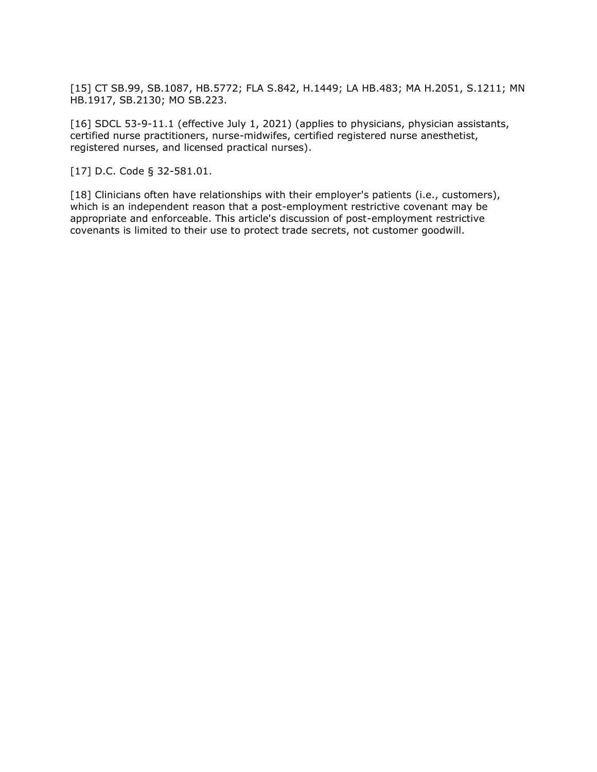[15] CT SB.99, SB.1087, HB.5772; FLA S.842, H.1449; LA HB.483; MA H.2051, S.1211; MN HB.1917, SB.2130; MO SB.223.

[16] SDCL 53-9-11.1 (effective July 1, 2021) (applies to physicians, physician assistants, certified nurse practitioners, nurse-midwifes, certified registered nurse anesthetist, registered nurses, and licensed practical nurses).

[17] D.C. Code § 32-581.01.

[18] Clinicians often have relationships with their employer's patients (i.e., customers), which is an independent reason that a post-employment restrictive covenant may be appropriate and enforceable. This article's discussion of post-employment restrictive covenants is limited to their use to protect trade secrets, not customer goodwill.